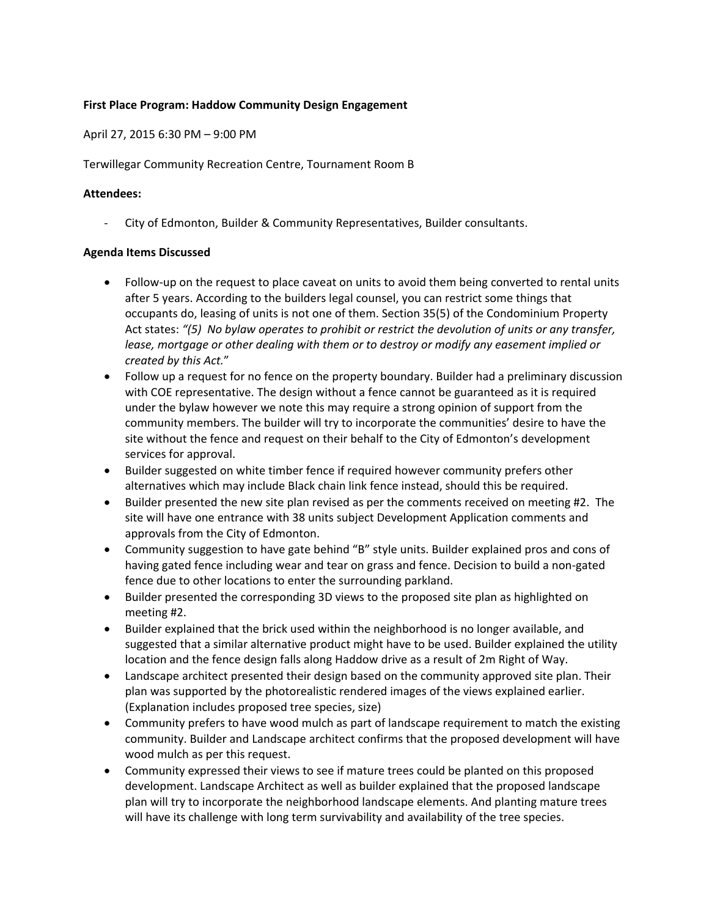**First Place Program: Haddow Community Design Engagement**

April 27, 2015 6:30 PM – 9:00 PM

Terwillegar Community Recreation Centre, Tournament Room B

**Attendees:**

- City of Edmonton, Builder & Community Representatives, Builder consultants.

**Agenda Items Discussed**

- Follow-up on the request to place caveat on units to avoid them being converted to rental units after 5 years. According to the builders legal counsel, you can restrict some things that occupants do, leasing of units is not one of them. Section 35(5) of the Condominium Property Act states: *"(5) No bylaw operates to prohibit or restrict the devolution of units or any transfer, lease, mortgage or other dealing with them or to destroy or modify any easement implied or created by this Act.*"
- Follow up a request for no fence on the property boundary. Builder had a preliminary discussion with COE representative. The design without a fence cannot be guaranteed as it is required under the bylaw however we note this may require a strong opinion of support from the community members. The builder will try to incorporate the communities' desire to have the site without the fence and request on their behalf to the City of Edmonton's development services for approval.
- Builder suggested on white timber fence if required however community prefers other alternatives which may include Black chain link fence instead, should this be required.
- Builder presented the new site plan revised as per the comments received on meeting #2. The site will have one entrance with 38 units subject Development Application comments and approvals from the City of Edmonton.
- Community suggestion to have gate behind "B" style units. Builder explained pros and cons of having gated fence including wear and tear on grass and fence. Decision to build a non-gated fence due to other locations to enter the surrounding parkland.
- Builder presented the corresponding 3D views to the proposed site plan as highlighted on meeting #2.
- Builder explained that the brick used within the neighborhood is no longer available, and suggested that a similar alternative product might have to be used. Builder explained the utility location and the fence design falls along Haddow drive as a result of 2m Right of Way.
- Landscape architect presented their design based on the community approved site plan. Their plan was supported by the photorealistic rendered images of the views explained earlier. (Explanation includes proposed tree species, size)
- Community prefers to have wood mulch as part of landscape requirement to match the existing community. Builder and Landscape architect confirms that the proposed development will have wood mulch as per this request.
- Community expressed their views to see if mature trees could be planted on this proposed development. Landscape Architect as well as builder explained that the proposed landscape plan will try to incorporate the neighborhood landscape elements. And planting mature trees will have its challenge with long term survivability and availability of the tree species.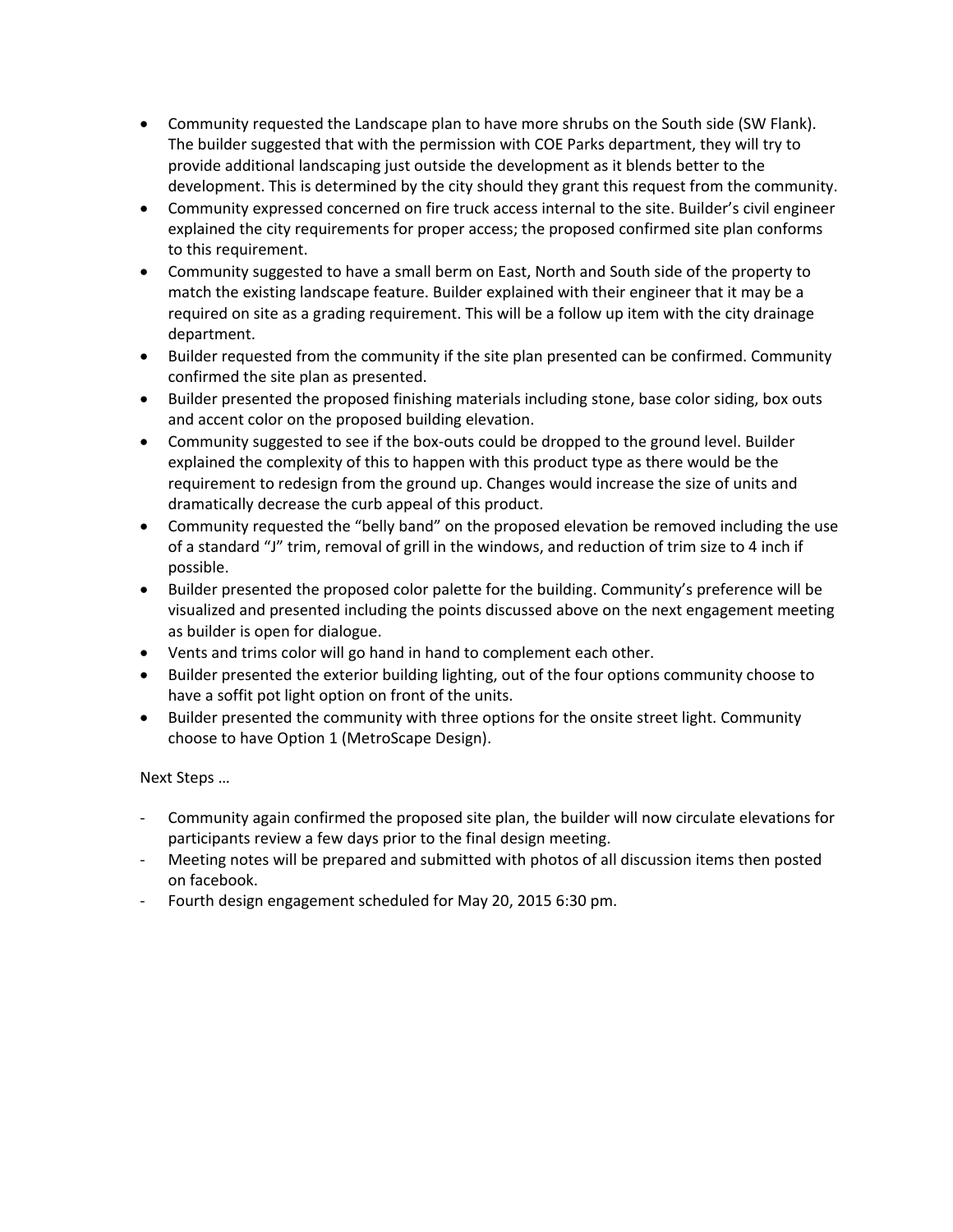- Community requested the Landscape plan to have more shrubs on the South side (SW Flank). The builder suggested that with the permission with COE Parks department, they will try to provide additional landscaping just outside the development as it blends better to the development. This is determined by the city should they grant this request from the community.
- Community expressed concerned on fire truck access internal to the site. Builder's civil engineer explained the city requirements for proper access; the proposed confirmed site plan conforms to this requirement.
- Community suggested to have a small berm on East, North and South side of the property to match the existing landscape feature. Builder explained with their engineer that it may be a required on site as a grading requirement. This will be a follow up item with the city drainage department.
- Builder requested from the community if the site plan presented can be confirmed. Community confirmed the site plan as presented.
- Builder presented the proposed finishing materials including stone, base color siding, box outs and accent color on the proposed building elevation.
- Community suggested to see if the box-outs could be dropped to the ground level. Builder explained the complexity of this to happen with this product type as there would be the requirement to redesign from the ground up. Changes would increase the size of units and dramatically decrease the curb appeal of this product.
- Community requested the "belly band" on the proposed elevation be removed including the use of a standard "J" trim, removal of grill in the windows, and reduction of trim size to 4 inch if possible.
- Builder presented the proposed color palette for the building. Community's preference will be visualized and presented including the points discussed above on the next engagement meeting as builder is open for dialogue.
- Vents and trims color will go hand in hand to complement each other.
- Builder presented the exterior building lighting, out of the four options community choose to have a soffit pot light option on front of the units.
- Builder presented the community with three options for the onsite street light. Community choose to have Option 1 (MetroScape Design).

Next Steps …

- Community again confirmed the proposed site plan, the builder will now circulate elevations for participants review a few days prior to the final design meeting.
- Meeting notes will be prepared and submitted with photos of all discussion items then posted on facebook.
- Fourth design engagement scheduled for May 20, 2015 6:30 pm.